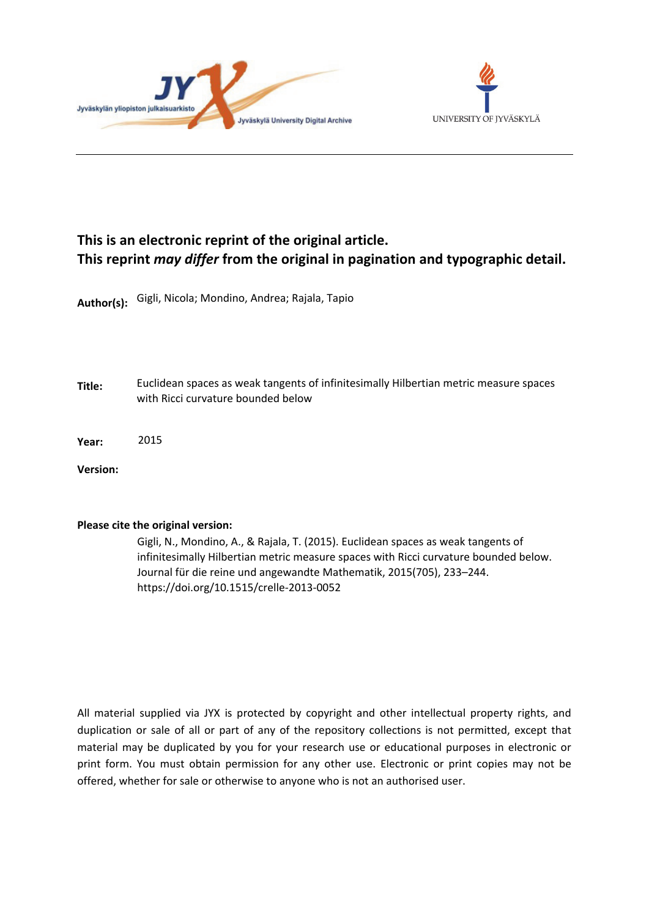**This is an electronic reprint of the original article.**
**This reprint *may differ* from the original in pagination and typographic detail.**

**Author(s):** Gigli, Nicola; Mondino, Andrea; Rajala, Tapio

**Title:** Euclidean spaces as weak tangents of infinitesimally Hilbertian metric measure spaces with Ricci curvature bounded below

**Year:** 2015

**Version:**

**Please cite the original version:**

Gigli, N., Mondino, A., & Rajala, T. (2015). Euclidean spaces as weak tangents of infinitesimally Hilbertian metric measure spaces with Ricci curvature bounded below. Journal für die reine und angewandte Mathematik, 2015(705), 233–244. https://doi.org/10.1515/crelle-2013-0052

All material supplied via JYX is protected by copyright and other intellectual property rights, and duplication or sale of all or part of any of the repository collections is not permitted, except that material may be duplicated by you for your research use or educational purposes in electronic or print form. You must obtain permission for any other use. Electronic or print copies may not be offered, whether for sale or otherwise to anyone who is not an authorised user.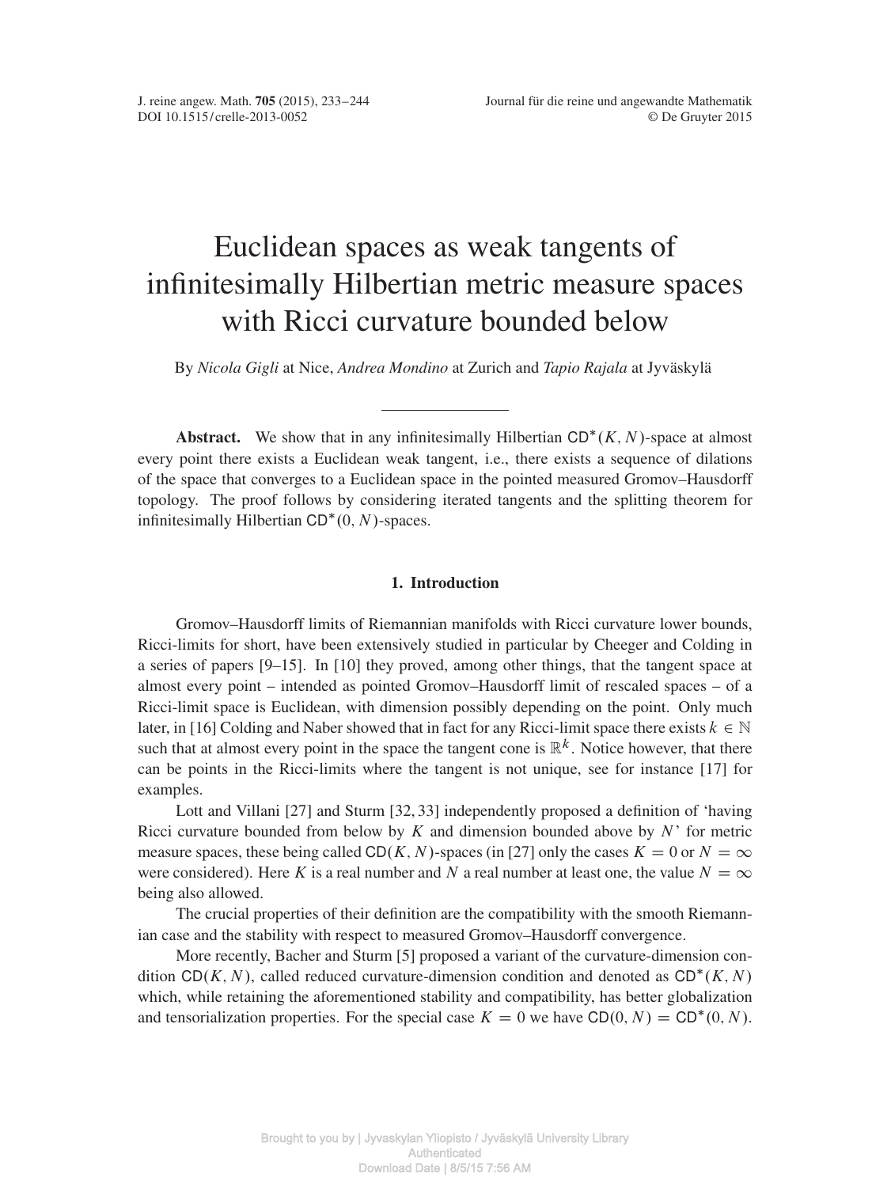# Euclidean spaces as weak tangents of infinitesimally Hilbertian metric measure spaces with Ricci curvature bounded below

By *Nicola Gigli* at Nice, *Andrea Mondino* at Zurich and *Tapio Rajala* at Jyväskylä

**Abstract.** We show that in any infinitesimally Hilbertian $\mathsf{CD}^*(K, N)$-space at almost every point there exists a Euclidean weak tangent, i.e., there exists a sequence of dilations of the space that converges to a Euclidean space in the pointed measured Gromov–Hausdorff topology. The proof follows by considering iterated tangents and the splitting theorem for infinitesimally Hilbertian $\mathsf{CD}^*(0, N)$-spaces.

## 1. Introduction

Gromov–Hausdorff limits of Riemannian manifolds with Ricci curvature lower bounds, Ricci-limits for short, have been extensively studied in particular by Cheeger and Colding in a series of papers [9–15]. In [10] they proved, among other things, that the tangent space at almost every point – intended as pointed Gromov–Hausdorff limit of rescaled spaces – of a Ricci-limit space is Euclidean, with dimension possibly depending on the point. Only much later, in [16] Colding and Naber showed that in fact for any Ricci-limit space there exists $k \in \mathbb{N}$ such that at almost every point in the space the tangent cone is $\mathbb{R}^k$. Notice however, that there can be points in the Ricci-limits where the tangent is not unique, see for instance [17] for examples.

Lott and Villani [27] and Sturm [32, 33] independently proposed a definition of 'having Ricci curvature bounded from below by $K$ and dimension bounded above by $N$' for metric measure spaces, these being called $\mathsf{CD}(K, N)$-spaces (in [27] only the cases $K = 0$ or $N = \infty$ were considered). Here $K$ is a real number and $N$ a real number at least one, the value $N = \infty$ being also allowed.

The crucial properties of their definition are the compatibility with the smooth Riemannian case and the stability with respect to measured Gromov–Hausdorff convergence.

More recently, Bacher and Sturm [5] proposed a variant of the curvature-dimension condition $\mathsf{CD}(K, N)$, called reduced curvature-dimension condition and denoted as $\mathsf{CD}^*(K, N)$ which, while retaining the aforementioned stability and compatibility, has better globalization and tensorialization properties. For the special case $K = 0$ we have $\mathsf{CD}(0, N) = \mathsf{CD}^*(0, N)$.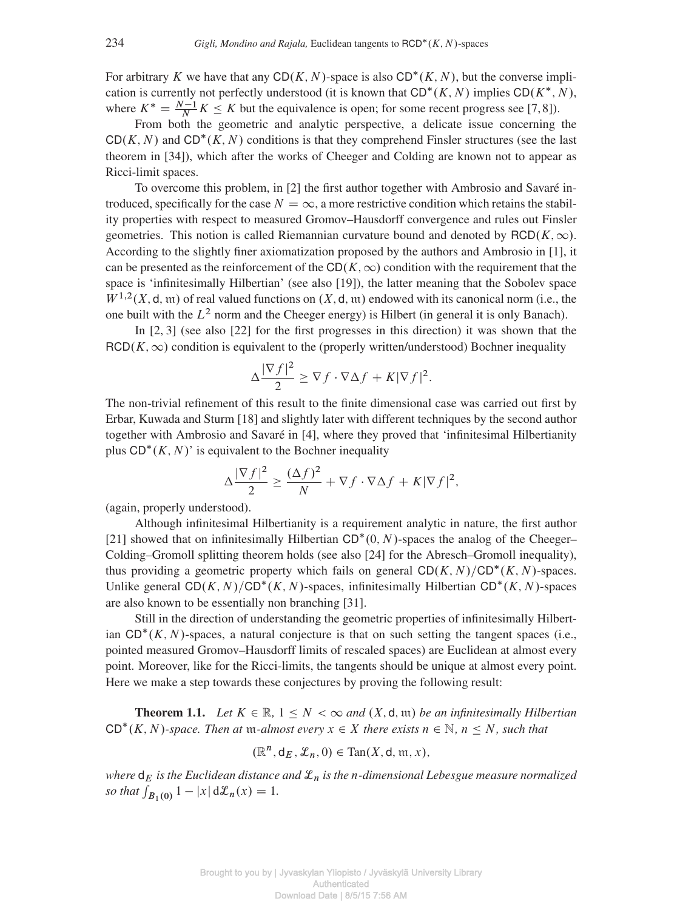For arbitrary $K$ we have that any $\mathsf{CD}(K, N)$-space is also $\mathsf{CD}^*(K, N)$, but the converse implication is currently not perfectly understood (it is known that $\mathsf{CD}^*(K, N)$ implies $\mathsf{CD}(K^*, N)$, where $K^* = \frac{N-1}{N} K \leq K$ but the equivalence is open; for some recent progress see [7, 8]).

From both the geometric and analytic perspective, a delicate issue concerning the $\mathsf{CD}(K, N)$ and $\mathsf{CD}^*(K, N)$ conditions is that they comprehend Finsler structures (see the last theorem in [34]), which after the works of Cheeger and Colding are known not to appear as Ricci-limit spaces.

To overcome this problem, in [2] the first author together with Ambrosio and Savaré introduced, specifically for the case $N = \infty$, a more restrictive condition which retains the stability properties with respect to measured Gromov–Hausdorff convergence and rules out Finsler geometries. This notion is called Riemannian curvature bound and denoted by $\mathsf{RCD}(K, \infty)$. According to the slightly finer axiomatization proposed by the authors and Ambrosio in [1], it can be presented as the reinforcement of the $\mathsf{CD}(K, \infty)$ condition with the requirement that the space is 'infinitesimally Hilbertian' (see also [19]), the latter meaning that the Sobolev space $W^{1,2}(X, \mathsf{d}, \mathfrak{m})$ of real valued functions on $(X, \mathsf{d}, \mathfrak{m})$ endowed with its canonical norm (i.e., the one built with the $L^2$ norm and the Cheeger energy) is Hilbert (in general it is only Banach).

In [2, 3] (see also [22] for the first progresses in this direction) it was shown that the $\mathsf{RCD}(K, \infty)$ condition is equivalent to the (properly written/understood) Bochner inequality

$$\Delta \frac{|\nabla f|^2}{2} \geq \nabla f \cdot \nabla \Delta f + K |\nabla f|^2.$$

The non-trivial refinement of this result to the finite dimensional case was carried out first by Erbar, Kuwada and Sturm [18] and slightly later with different techniques by the second author together with Ambrosio and Savaré in [4], where they proved that 'infinitesimal Hilbertianity plus $\mathsf{CD}^*(K, N)$' is equivalent to the Bochner inequality

$$\Delta \frac{|\nabla f|^2}{2} \geq \frac{(\Delta f)^2}{N} + \nabla f \cdot \nabla \Delta f + K |\nabla f|^2,$$

(again, properly understood).

Although infinitesimal Hilbertianity is a requirement analytic in nature, the first author [21] showed that on infinitesimally Hilbertian $\mathsf{CD}^*(0, N)$-spaces the analog of the Cheeger–Colding–Gromoll splitting theorem holds (see also [24] for the Abresch–Gromoll inequality), thus providing a geometric property which fails on general $\mathsf{CD}(K, N)/\mathsf{CD}^*(K, N)$-spaces. Unlike general $\mathsf{CD}(K, N)/\mathsf{CD}^*(K, N)$-spaces, infinitesimally Hilbertian $\mathsf{CD}^*(K, N)$-spaces are also known to be essentially non branching [31].

Still in the direction of understanding the geometric properties of infinitesimally Hilbertian $\mathsf{CD}^*(K, N)$-spaces, a natural conjecture is that on such setting the tangent spaces (i.e., pointed measured Gromov–Hausdorff limits of rescaled spaces) are Euclidean at almost every point. Moreover, like for the Ricci-limits, the tangents should be unique at almost every point. Here we make a step towards these conjectures by proving the following result:

**Theorem 1.1.** *Let $K \in \mathbb{R}$, $1 \leq N < \infty$ and $(X, \mathsf{d}, \mathfrak{m})$ be an infinitesimally Hilbertian $\mathsf{CD}^*(K, N)$-space. Then at $\mathfrak{m}$-almost every $x \in X$ there exists $n \in \mathbb{N}$, $n \leq N$, such that*

$$(\mathbb{R}^n, \mathsf{d}_E, \mathcal{L}_n, 0) \in \mathrm{Tan}(X, \mathsf{d}, \mathfrak{m}, x),$$

*where $\mathsf{d}_E$ is the Euclidean distance and $\mathcal{L}_n$ is the $n$-dimensional Lebesgue measure normalized so that $\int_{B_1(0)} 1 - |x| \, \mathrm{d}\mathcal{L}_n(x) = 1$.*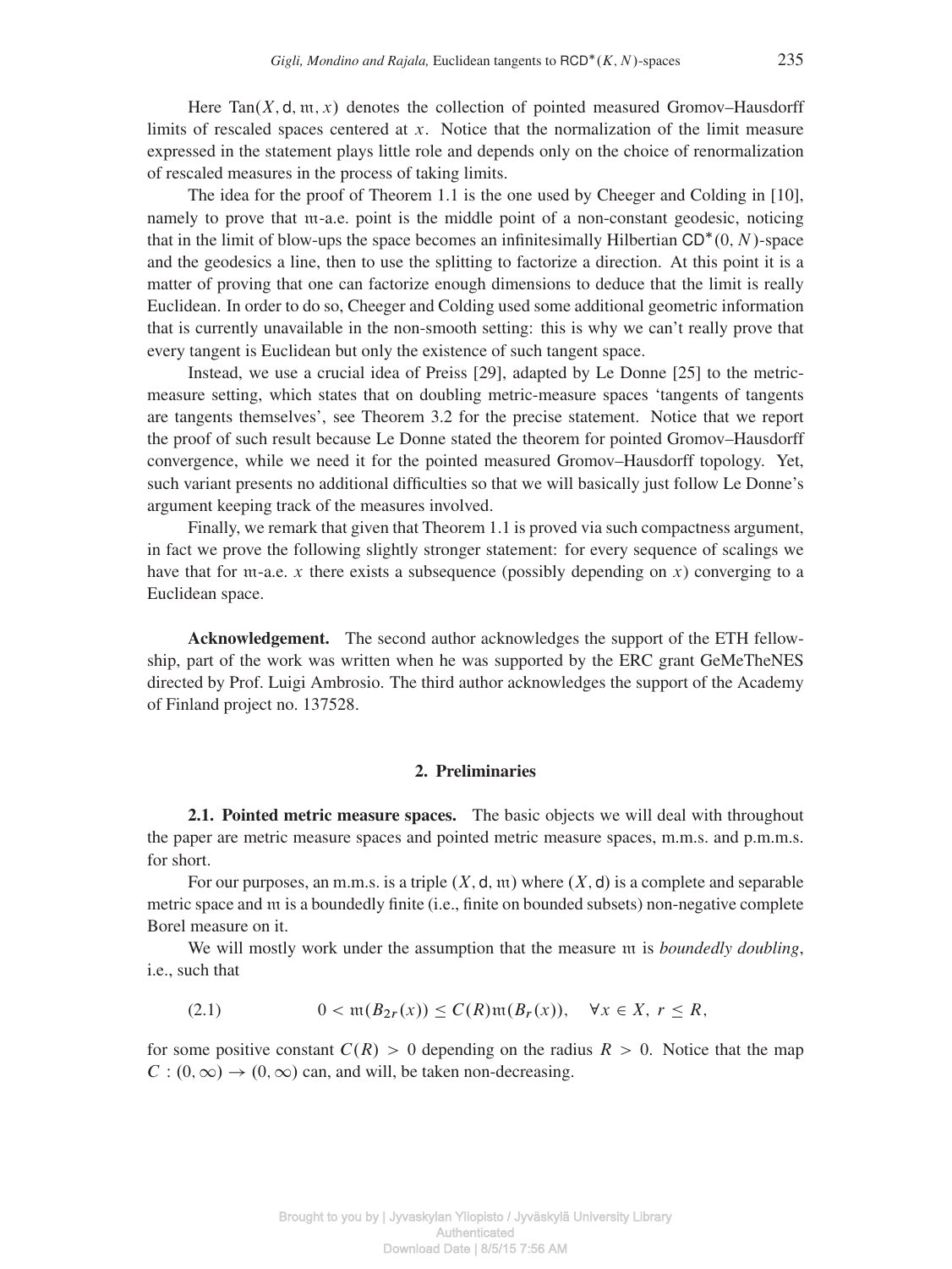Here $\mathrm{Tan}(X, \mathsf{d}, \mathfrak{m}, x)$ denotes the collection of pointed measured Gromov–Hausdorff limits of rescaled spaces centered at $x$. Notice that the normalization of the limit measure expressed in the statement plays little role and depends only on the choice of renormalization of rescaled measures in the process of taking limits.

The idea for the proof of Theorem 1.1 is the one used by Cheeger and Colding in [10], namely to prove that $\mathfrak{m}$-a.e. point is the middle point of a non-constant geodesic, noticing that in the limit of blow-ups the space becomes an infinitesimally Hilbertian $\mathsf{CD}^*(0, N)$-space and the geodesics a line, then to use the splitting to factorize a direction. At this point it is a matter of proving that one can factorize enough dimensions to deduce that the limit is really Euclidean. In order to do so, Cheeger and Colding used some additional geometric information that is currently unavailable in the non-smooth setting: this is why we can't really prove that every tangent is Euclidean but only the existence of such tangent space.

Instead, we use a crucial idea of Preiss [29], adapted by Le Donne [25] to the metric-measure setting, which states that on doubling metric-measure spaces 'tangents of tangents are tangents themselves', see Theorem 3.2 for the precise statement. Notice that we report the proof of such result because Le Donne stated the theorem for pointed Gromov–Hausdorff convergence, while we need it for the pointed measured Gromov–Hausdorff topology. Yet, such variant presents no additional difficulties so that we will basically just follow Le Donne's argument keeping track of the measures involved.

Finally, we remark that given that Theorem 1.1 is proved via such compactness argument, in fact we prove the following slightly stronger statement: for every sequence of scalings we have that for $\mathfrak{m}$-a.e. $x$ there exists a subsequence (possibly depending on $x$) converging to a Euclidean space.

**Acknowledgement.** The second author acknowledges the support of the ETH fellowship, part of the work was written when he was supported by the ERC grant GeMeTheNES directed by Prof. Luigi Ambrosio. The third author acknowledges the support of the Academy of Finland project no. 137528.

## 2. Preliminaries

**2.1. Pointed metric measure spaces.** The basic objects we will deal with throughout the paper are metric measure spaces and pointed metric measure spaces, m.m.s. and p.m.m.s. for short.

For our purposes, an m.m.s. is a triple $(X, \mathsf{d}, \mathfrak{m})$ where $(X, \mathsf{d})$ is a complete and separable metric space and $\mathfrak{m}$ is a boundedly finite (i.e., finite on bounded subsets) non-negative complete Borel measure on it.

We will mostly work under the assumption that the measure $\mathfrak{m}$ is *boundedly doubling*, i.e., such that

$$0 < \mathfrak{m}(B_{2r}(x)) \le C(R)\mathfrak{m}(B_r(x)), \quad \forall x \in X,\ r \le R, \tag{2.1}$$

for some positive constant $C(R) > 0$ depending on the radius $R > 0$. Notice that the map $C : (0, \infty) \to (0, \infty)$ can, and will, be taken non-decreasing.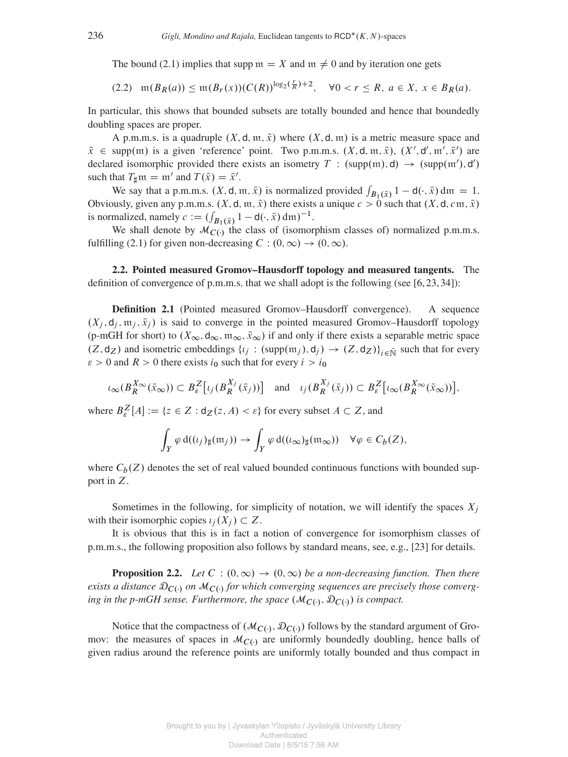The bound (2.1) implies that $\operatorname{supp}\mathfrak{m} = X$ and $\mathfrak{m} \neq 0$ and by iteration one gets

$$\text{(2.2)}\quad \mathfrak{m}(B_R(a)) \le \mathfrak{m}(B_r(x))(C(R))^{\log_2(\frac{r}{R})+2}, \quad \forall 0 < r \le R,\ a \in X,\ x \in B_R(a).$$

In particular, this shows that bounded subsets are totally bounded and hence that boundedly doubling spaces are proper.

A p.m.m.s. is a quadruple $(X, \mathsf{d}, \mathfrak{m}, \bar{x})$ where $(X, \mathsf{d}, \mathfrak{m})$ is a metric measure space and $\bar{x} \in \operatorname{supp}(\mathfrak{m})$ is a given 'reference' point. Two p.m.m.s. $(X, \mathsf{d}, \mathfrak{m}, \bar{x})$, $(X', \mathsf{d}', \mathfrak{m}', \bar{x}')$ are declared isomorphic provided there exists an isometry $T : (\operatorname{supp}(\mathfrak{m}), \mathsf{d}) \to (\operatorname{supp}(\mathfrak{m}'), \mathsf{d}')$ such that $T_\sharp \mathfrak{m} = \mathfrak{m}'$ and $T(\bar{x}) = \bar{x}'$.

We say that a p.m.m.s. $(X, \mathsf{d}, \mathfrak{m}, \bar{x})$ is normalized provided $\int_{B_1(\bar{x})} 1 - \mathsf{d}(\cdot, \bar{x}) \,\mathrm{d}\mathfrak{m} = 1$. Obviously, given any p.m.m.s. $(X, \mathsf{d}, \mathfrak{m}, \bar{x})$ there exists a unique $c > 0$ such that $(X, \mathsf{d}, c\mathfrak{m}, \bar{x})$ is normalized, namely $c := (\int_{B_1(\bar{x})} 1 - \mathsf{d}(\cdot, \bar{x}) \,\mathrm{d}\mathfrak{m})^{-1}$.

We shall denote by $\mathcal{M}_{C(\cdot)}$ the class of (isomorphism classes of) normalized p.m.m.s. fulfilling (2.1) for given non-decreasing $C : (0, \infty) \to (0, \infty)$.

**2.2. Pointed measured Gromov–Hausdorff topology and measured tangents.** The definition of convergence of p.m.m.s. that we shall adopt is the following (see [6, 23, 34]):

**Definition 2.1** (Pointed measured Gromov–Hausdorff convergence). A sequence $(X_j, \mathsf{d}_j, \mathfrak{m}_j, \bar{x}_j)$ is said to converge in the pointed measured Gromov–Hausdorff topology (p-mGH for short) to $(X_\infty, \mathsf{d}_\infty, \mathfrak{m}_\infty, \bar{x}_\infty)$ if and only if there exists a separable metric space $(Z, \mathsf{d}_Z)$ and isometric embeddings $\{\iota_j : (\operatorname{supp}(\mathfrak{m}_j), \mathsf{d}_j) \to (Z, \mathsf{d}_Z)\}_{i \in \bar{\mathbb{N}}}$ such that for every $\varepsilon > 0$ and $R > 0$ there exists $i_0$ such that for every $i > i_0$

$$\iota_\infty(B_R^{X_\infty}(\bar{x}_\infty)) \subset B_\varepsilon^Z\big[\iota_j(B_R^{X_j}(\bar{x}_j))\big] \quad \text{and} \quad \iota_j(B_R^{X_j}(\bar{x}_j)) \subset B_\varepsilon^Z\big[\iota_\infty(B_R^{X_\infty}(\bar{x}_\infty))\big],$$

where $B_\varepsilon^Z[A] := \{z \in Z : \mathsf{d}_Z(z, A) < \varepsilon\}$ for every subset $A \subset Z$, and

$$\int_Y \varphi \,\mathrm{d}((\iota_j)_\sharp(\mathfrak{m}_j)) \to \int_Y \varphi \,\mathrm{d}((\iota_\infty)_\sharp(\mathfrak{m}_\infty)) \quad \forall \varphi \in C_b(Z),$$

where $C_b(Z)$ denotes the set of real valued bounded continuous functions with bounded support in $Z$.

Sometimes in the following, for simplicity of notation, we will identify the spaces $X_j$ with their isomorphic copies $\iota_j(X_j) \subset Z$.

It is obvious that this is in fact a notion of convergence for isomorphism classes of p.m.m.s., the following proposition also follows by standard means, see, e.g., [23] for details.

**Proposition 2.2.** *Let $C : (0, \infty) \to (0, \infty)$ be a non-decreasing function. Then there exists a distance $\mathcal{D}_{C(\cdot)}$ on $\mathcal{M}_{C(\cdot)}$ for which converging sequences are precisely those converging in the p-mGH sense. Furthermore, the space $(\mathcal{M}_{C(\cdot)}, \mathcal{D}_{C(\cdot)})$ is compact.*

Notice that the compactness of $(\mathcal{M}_{C(\cdot)}, \mathcal{D}_{C(\cdot)})$ follows by the standard argument of Gromov: the measures of spaces in $\mathcal{M}_{C(\cdot)}$ are uniformly boundedly doubling, hence balls of given radius around the reference points are uniformly totally bounded and thus compact in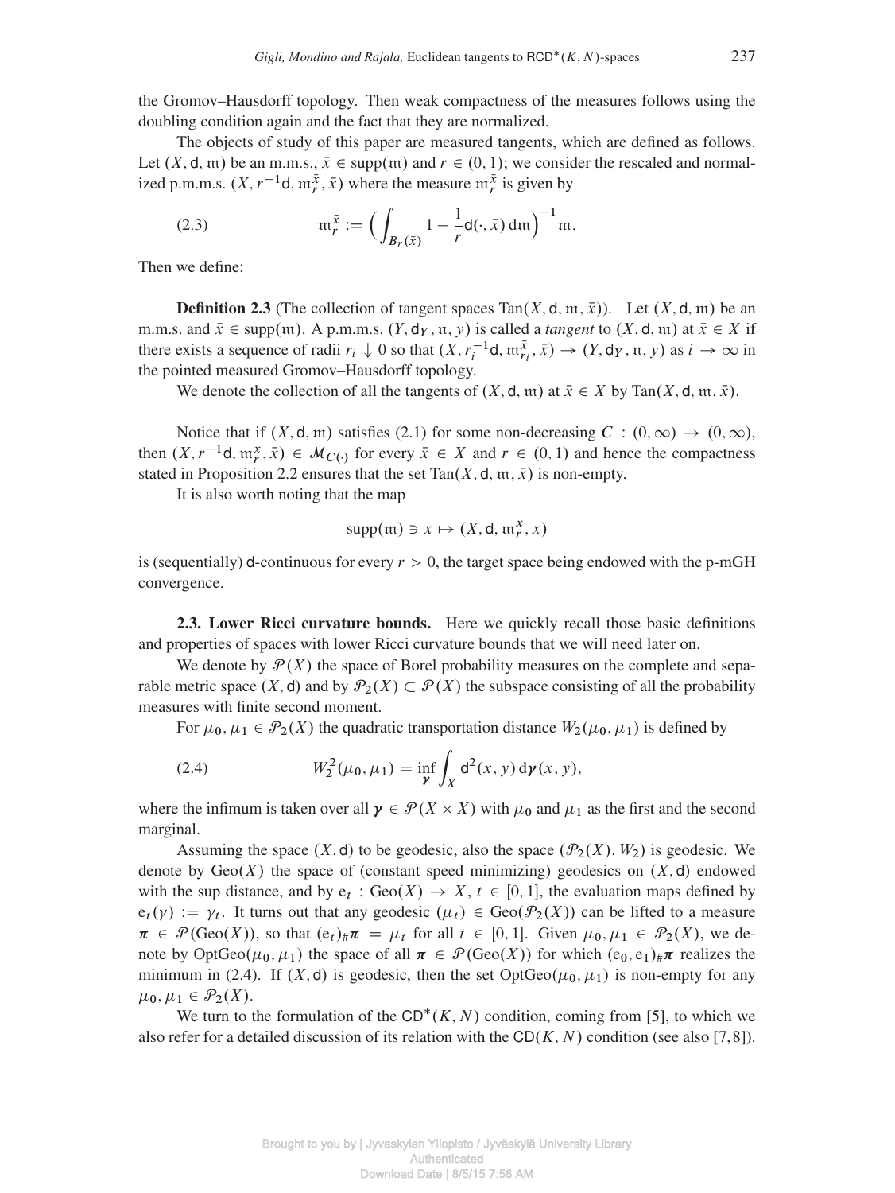the Gromov–Hausdorff topology. Then weak compactness of the measures follows using the doubling condition again and the fact that they are normalized.

The objects of study of this paper are measured tangents, which are defined as follows. Let $(X, \mathsf{d}, \mathfrak{m})$ be an m.m.s., $\bar{x} \in \mathrm{supp}(\mathfrak{m})$ and $r \in (0,1)$; we consider the rescaled and normalized p.m.m.s. $(X, r^{-1}\mathsf{d}, \mathfrak{m}_r^{\bar{x}}, \bar{x})$ where the measure $\mathfrak{m}_r^{\bar{x}}$ is given by

$$\mathfrak{m}_r^{\bar{x}} := \Big( \int_{B_r(\bar{x})} 1 - \frac{1}{r}\mathsf{d}(\cdot, \bar{x}) \, \mathrm{d}\mathfrak{m} \Big)^{-1} \mathfrak{m}. \tag{2.3}$$

Then we define:

**Definition 2.3** (The collection of tangent spaces $\mathrm{Tan}(X, \mathsf{d}, \mathfrak{m}, \bar{x})$). Let $(X, \mathsf{d}, \mathfrak{m})$ be an m.m.s. and $\bar{x} \in \mathrm{supp}(\mathfrak{m})$. A p.m.m.s. $(Y, \mathsf{d}_Y, \mathfrak{n}, y)$ is called a *tangent* to $(X, \mathsf{d}, \mathfrak{m})$ at $\bar{x} \in X$ if there exists a sequence of radii $r_i \downarrow 0$ so that $(X, r_i^{-1}\mathsf{d}, \mathfrak{m}_{r_i}^{\bar{x}}, \bar{x}) \to (Y, \mathsf{d}_Y, \mathfrak{n}, y)$ as $i \to \infty$ in the pointed measured Gromov–Hausdorff topology.

We denote the collection of all the tangents of $(X, \mathsf{d}, \mathfrak{m})$ at $\bar{x} \in X$ by $\mathrm{Tan}(X, \mathsf{d}, \mathfrak{m}, \bar{x})$.

Notice that if $(X, \mathsf{d}, \mathfrak{m})$ satisfies (2.1) for some non-decreasing $C : (0, \infty) \to (0, \infty)$, then $(X, r^{-1}\mathsf{d}, \mathfrak{m}_r^x, \bar{x}) \in \mathcal{M}_{C(\cdot)}$ for every $\bar{x} \in X$ and $r \in (0,1)$ and hence the compactness stated in Proposition 2.2 ensures that the set $\mathrm{Tan}(X, \mathsf{d}, \mathfrak{m}, \bar{x})$ is non-empty.

It is also worth noting that the map

$$\mathrm{supp}(\mathfrak{m}) \ni x \mapsto (X, \mathsf{d}, \mathfrak{m}_r^x, x)$$

is (sequentially) $\mathsf{d}$-continuous for every $r > 0$, the target space being endowed with the p-mGH convergence.

**2.3. Lower Ricci curvature bounds.** Here we quickly recall those basic definitions and properties of spaces with lower Ricci curvature bounds that we will need later on.

We denote by $\mathcal{P}(X)$ the space of Borel probability measures on the complete and separable metric space $(X, \mathsf{d})$ and by $\mathcal{P}_2(X) \subset \mathcal{P}(X)$ the subspace consisting of all the probability measures with finite second moment.

For $\mu_0, \mu_1 \in \mathcal{P}_2(X)$ the quadratic transportation distance $W_2(\mu_0, \mu_1)$ is defined by

$$W_2^2(\mu_0, \mu_1) = \inf_{\boldsymbol{\gamma}} \int_X \mathsf{d}^2(x, y) \, \mathrm{d}\boldsymbol{\gamma}(x, y), \tag{2.4}$$

where the infimum is taken over all $\boldsymbol{\gamma} \in \mathcal{P}(X \times X)$ with $\mu_0$ and $\mu_1$ as the first and the second marginal.

Assuming the space $(X, \mathsf{d})$ to be geodesic, also the space $(\mathcal{P}_2(X), W_2)$ is geodesic. We denote by $\mathrm{Geo}(X)$ the space of (constant speed minimizing) geodesics on $(X, \mathsf{d})$ endowed with the sup distance, and by $\mathrm{e}_t : \mathrm{Geo}(X) \to X$, $t \in [0,1]$, the evaluation maps defined by $\mathrm{e}_t(\gamma) := \gamma_t$. It turns out that any geodesic $(\mu_t) \in \mathrm{Geo}(\mathcal{P}_2(X))$ can be lifted to a measure $\boldsymbol{\pi} \in \mathcal{P}(\mathrm{Geo}(X))$, so that $(\mathrm{e}_t)_\# \boldsymbol{\pi} = \mu_t$ for all $t \in [0,1]$. Given $\mu_0, \mu_1 \in \mathcal{P}_2(X)$, we denote by $\mathrm{OptGeo}(\mu_0, \mu_1)$ the space of all $\boldsymbol{\pi} \in \mathcal{P}(\mathrm{Geo}(X))$ for which $(\mathrm{e}_0, \mathrm{e}_1)_\# \boldsymbol{\pi}$ realizes the minimum in (2.4). If $(X, \mathsf{d})$ is geodesic, then the set $\mathrm{OptGeo}(\mu_0, \mu_1)$ is non-empty for any $\mu_0, \mu_1 \in \mathcal{P}_2(X)$.

We turn to the formulation of the $\mathsf{CD}^*(K, N)$ condition, coming from [5], to which we also refer for a detailed discussion of its relation with the $\mathsf{CD}(K, N)$ condition (see also [7, 8]).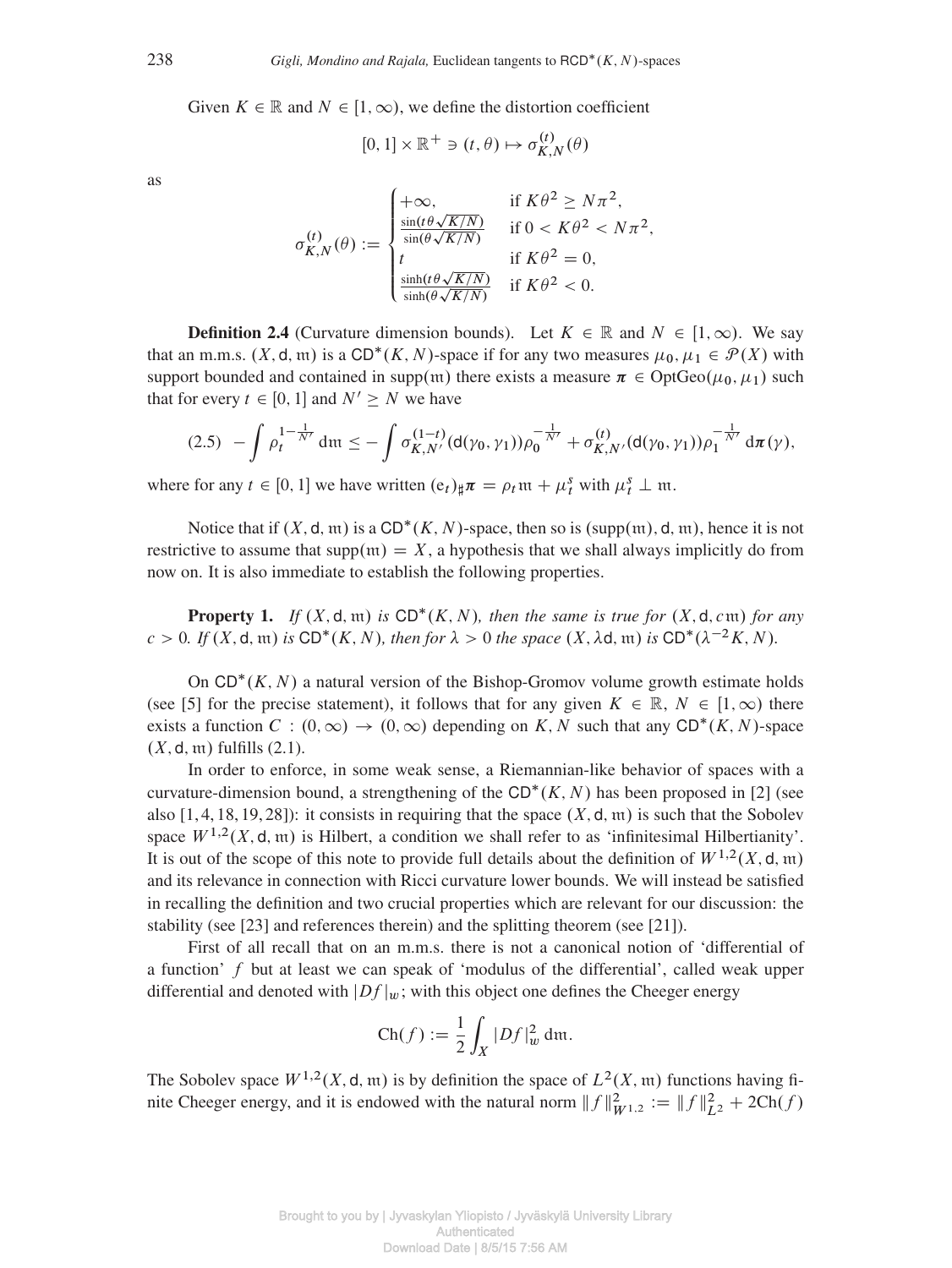Given $K \in \mathbb{R}$ and $N \in [1, \infty)$, we define the distortion coefficient

$$[0,1] \times \mathbb{R}^+ \ni (t, \theta) \mapsto \sigma_{K,N}^{(t)}(\theta)$$

as

$$\sigma_{K,N}^{(t)}(\theta) := \begin{cases} +\infty, & \text{if } K\theta^2 \geq N\pi^2, \\ \frac{\sin(t\theta\sqrt{K/N})}{\sin(\theta\sqrt{K/N})} & \text{if } 0 < K\theta^2 < N\pi^2, \\ t & \text{if } K\theta^2 = 0, \\ \frac{\sinh(t\theta\sqrt{K/N})}{\sinh(\theta\sqrt{K/N})} & \text{if } K\theta^2 < 0. \end{cases}$$

**Definition 2.4** (Curvature dimension bounds). Let $K \in \mathbb{R}$ and $N \in [1, \infty)$. We say that an m.m.s. $(X, \mathsf{d}, \mathfrak{m})$ is a $\mathsf{CD}^*(K, N)$-space if for any two measures $\mu_0, \mu_1 \in \mathscr{P}(X)$ with support bounded and contained in $\operatorname{supp}(\mathfrak{m})$ there exists a measure $\boldsymbol{\pi} \in \operatorname{OptGeo}(\mu_0, \mu_1)$ such that for every $t \in [0,1]$ and $N' \geq N$ we have

$$(2.5) \quad -\int \rho_t^{1-\frac{1}{N'}} \, \mathrm{d}\mathfrak{m} \leq -\int \sigma_{K,N'}^{(1-t)}(\mathsf{d}(\gamma_0, \gamma_1))\rho_0^{-\frac{1}{N'}} + \sigma_{K,N'}^{(t)}(\mathsf{d}(\gamma_0, \gamma_1))\rho_1^{-\frac{1}{N'}} \, \mathrm{d}\boldsymbol{\pi}(\gamma),$$

where for any $t \in [0,1]$ we have written $(\mathrm{e}_t)_\sharp \boldsymbol{\pi} = \rho_t \mathfrak{m} + \mu_t^s$ with $\mu_t^s \perp \mathfrak{m}$.

Notice that if $(X, \mathsf{d}, \mathfrak{m})$ is a $\mathsf{CD}^*(K, N)$-space, then so is $(\operatorname{supp}(\mathfrak{m}), \mathsf{d}, \mathfrak{m})$, hence it is not restrictive to assume that $\operatorname{supp}(\mathfrak{m}) = X$, a hypothesis that we shall always implicitly do from now on. It is also immediate to establish the following properties.

**Property 1.** *If $(X, \mathsf{d}, \mathfrak{m})$ is $\mathsf{CD}^*(K, N)$, then the same is true for $(X, \mathsf{d}, c\mathfrak{m})$ for any $c > 0$. If $(X, \mathsf{d}, \mathfrak{m})$ is $\mathsf{CD}^*(K, N)$, then for $\lambda > 0$ the space $(X, \lambda\mathsf{d}, \mathfrak{m})$ is $\mathsf{CD}^*(\lambda^{-2}K, N)$.*

On $\mathsf{CD}^*(K, N)$ a natural version of the Bishop-Gromov volume growth estimate holds (see [5] for the precise statement), it follows that for any given $K \in \mathbb{R}$, $N \in [1, \infty)$ there exists a function $C : (0, \infty) \to (0, \infty)$ depending on $K, N$ such that any $\mathsf{CD}^*(K, N)$-space $(X, \mathsf{d}, \mathfrak{m})$ fulfills (2.1).

In order to enforce, in some weak sense, a Riemannian-like behavior of spaces with a curvature-dimension bound, a strengthening of the $\mathsf{CD}^*(K, N)$ has been proposed in [2] (see also [1, 4, 18, 19, 28]): it consists in requiring that the space $(X, \mathsf{d}, \mathfrak{m})$ is such that the Sobolev space $W^{1,2}(X, \mathsf{d}, \mathfrak{m})$ is Hilbert, a condition we shall refer to as 'infinitesimal Hilbertianity'. It is out of the scope of this note to provide full details about the definition of $W^{1,2}(X, \mathsf{d}, \mathfrak{m})$ and its relevance in connection with Ricci curvature lower bounds. We will instead be satisfied in recalling the definition and two crucial properties which are relevant for our discussion: the stability (see [23] and references therein) and the splitting theorem (see [21]).

First of all recall that on an m.m.s. there is not a canonical notion of 'differential of a function' $f$ but at least we can speak of 'modulus of the differential', called weak upper differential and denoted with $|Df|_w$; with this object one defines the Cheeger energy

$$\operatorname{Ch}(f) := \frac{1}{2} \int_X |Df|_w^2 \, \mathrm{d}\mathfrak{m}.$$

The Sobolev space $W^{1,2}(X, \mathsf{d}, \mathfrak{m})$ is by definition the space of $L^2(X, \mathfrak{m})$ functions having finite Cheeger energy, and it is endowed with the natural norm $\|f\|_{W^{1,2}}^2 := \|f\|_{L^2}^2 + 2\operatorname{Ch}(f)$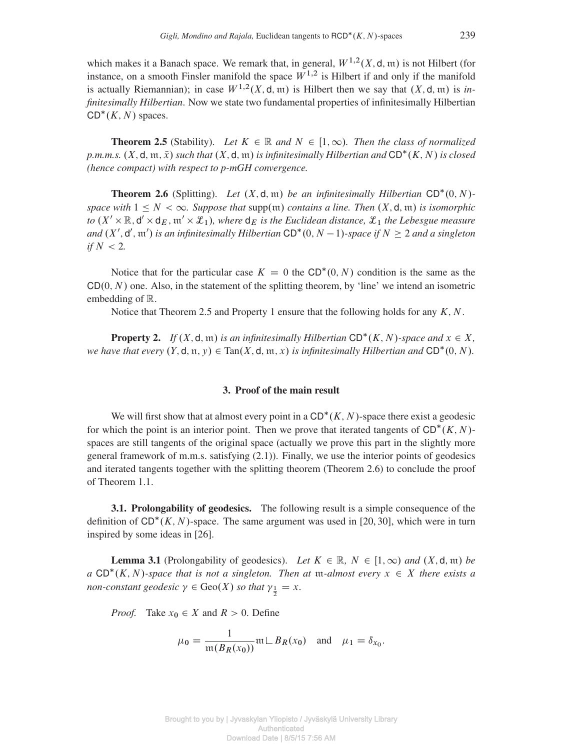which makes it a Banach space. We remark that, in general, $W^{1,2}(X, \mathsf{d}, \mathfrak{m})$ is not Hilbert (for instance, on a smooth Finsler manifold the space $W^{1,2}$ is Hilbert if and only if the manifold is actually Riemannian); in case $W^{1,2}(X, \mathsf{d}, \mathfrak{m})$ is Hilbert then we say that $(X, \mathsf{d}, \mathfrak{m})$ is *infinitesimally Hilbertian*. Now we state two fundamental properties of infinitesimally Hilbertian $\mathsf{CD}^*(K, N)$ spaces.

**Theorem 2.5** (Stability). *Let $K \in \mathbb{R}$ and $N \in [1, \infty)$. Then the class of normalized p.m.m.s. $(X, \mathsf{d}, \mathfrak{m}, \bar{x})$ such that $(X, \mathsf{d}, \mathfrak{m})$ is infinitesimally Hilbertian and $\mathsf{CD}^*(K, N)$ is closed (hence compact) with respect to p-mGH convergence.*

**Theorem 2.6** (Splitting). *Let $(X, \mathsf{d}, \mathfrak{m})$ be an infinitesimally Hilbertian $\mathsf{CD}^*(0, N)$-space with $1 \leq N < \infty$. Suppose that $\operatorname{supp}(\mathfrak{m})$ contains a line. Then $(X, \mathsf{d}, \mathfrak{m})$ is isomorphic to $(X' \times \mathbb{R}, \mathsf{d}' \times \mathsf{d}_E, \mathfrak{m}' \times \mathcal{L}_1)$, where $\mathsf{d}_E$ is the Euclidean distance, $\mathcal{L}_1$ the Lebesgue measure and $(X', \mathsf{d}', \mathfrak{m}')$ is an infinitesimally Hilbertian $\mathsf{CD}^*(0, N-1)$-space if $N \geq 2$ and a singleton if $N < 2$.*

Notice that for the particular case $K = 0$ the $\mathsf{CD}^*(0, N)$ condition is the same as the $\mathsf{CD}(0, N)$ one. Also, in the statement of the splitting theorem, by 'line' we intend an isometric embedding of $\mathbb{R}$.

Notice that Theorem 2.5 and Property 1 ensure that the following holds for any $K, N$.

**Property 2.** *If $(X, \mathsf{d}, \mathfrak{m})$ is an infinitesimally Hilbertian $\mathsf{CD}^*(K, N)$-space and $x \in X$, we have that every $(Y, \mathsf{d}, \mathfrak{n}, y) \in \operatorname{Tan}(X, \mathsf{d}, \mathfrak{m}, x)$ is infinitesimally Hilbertian and $\mathsf{CD}^*(0, N)$.*

## 3. Proof of the main result

We will first show that at almost every point in a $\mathsf{CD}^*(K, N)$-space there exist a geodesic for which the point is an interior point. Then we prove that iterated tangents of $\mathsf{CD}^*(K, N)$-spaces are still tangents of the original space (actually we prove this part in the slightly more general framework of m.m.s. satisfying (2.1)). Finally, we use the interior points of geodesics and iterated tangents together with the splitting theorem (Theorem 2.6) to conclude the proof of Theorem 1.1.

**3.1. Prolongability of geodesics.** The following result is a simple consequence of the definition of $\mathsf{CD}^*(K, N)$-space. The same argument was used in [20, 30], which were in turn inspired by some ideas in [26].

**Lemma 3.1** (Prolongability of geodesics). *Let $K \in \mathbb{R}$, $N \in [1, \infty)$ and $(X, \mathsf{d}, \mathfrak{m})$ be a $\mathsf{CD}^*(K, N)$-space that is not a singleton. Then at $\mathfrak{m}$-almost every $x \in X$ there exists a non-constant geodesic $\gamma \in \operatorname{Geo}(X)$ so that $\gamma_{\frac{1}{2}} = x$.*

*Proof.* Take $x_0 \in X$ and $R > 0$. Define

$$\mu_0 = \frac{1}{\mathfrak{m}(B_R(x_0))} \mathfrak{m} \llcorner B_R(x_0) \quad \text{and} \quad \mu_1 = \delta_{x_0}.$$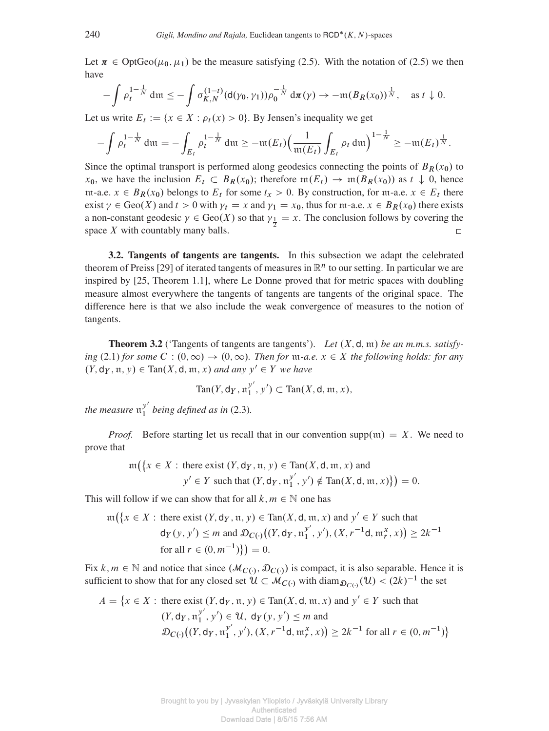Let $\boldsymbol{\pi} \in \mathrm{OptGeo}(\mu_0, \mu_1)$ be the measure satisfying (2.5). With the notation of (2.5) we then have

$$-\int \rho_t^{1-\frac{1}{N}}\,\mathrm{d}\mathfrak{m} \le -\int \sigma_{K,N}^{(1-t)}(\mathsf{d}(\gamma_0,\gamma_1))\rho_0^{-\frac{1}{N}}\,\mathrm{d}\boldsymbol{\pi}(\gamma) \to -\mathfrak{m}(B_R(x_0))^{\frac{1}{N}}, \quad \text{as } t \downarrow 0.$$

Let us write $E_t := \{x \in X : \rho_t(x) > 0\}$. By Jensen's inequality we get

$$-\int \rho_t^{1-\frac{1}{N}}\,\mathrm{d}\mathfrak{m} = -\int_{E_t} \rho_t^{1-\frac{1}{N}}\,\mathrm{d}\mathfrak{m} \ge -\mathfrak{m}(E_t)\Big(\frac{1}{\mathfrak{m}(E_t)}\int_{E_t}\rho_t\,\mathrm{d}\mathfrak{m}\Big)^{1-\frac{1}{N}} \ge -\mathfrak{m}(E_t)^{\frac{1}{N}}.$$

Since the optimal transport is performed along geodesics connecting the points of $B_R(x_0)$ to $x_0$, we have the inclusion $E_t \subset B_R(x_0)$; therefore $\mathfrak{m}(E_t) \to \mathfrak{m}(B_R(x_0))$ as $t \downarrow 0$, hence $\mathfrak{m}$-a.e. $x \in B_R(x_0)$ belongs to $E_t$ for some $t_x > 0$. By construction, for $\mathfrak{m}$-a.e. $x \in E_t$ there exist $\gamma \in \mathrm{Geo}(X)$ and $t > 0$ with $\gamma_t = x$ and $\gamma_1 = x_0$, thus for $\mathfrak{m}$-a.e. $x \in B_R(x_0)$ there exists a non-constant geodesic $\gamma \in \mathrm{Geo}(X)$ so that $\gamma_{\frac{1}{2}} = x$. The conclusion follows by covering the space $X$ with countably many balls. □

### 3.2. Tangents of tangents are tangents.

In this subsection we adapt the celebrated theorem of Preiss [29] of iterated tangents of measures in $\mathbb{R}^n$ to our setting. In particular we are inspired by [25, Theorem 1.1], where Le Donne proved that for metric spaces with doubling measure almost everywhere the tangents of tangents are tangents of the original space. The difference here is that we also include the weak convergence of measures to the notion of tangents.

**Theorem 3.2** ('Tangents of tangents are tangents'). *Let $(X, \mathsf{d}, \mathfrak{m})$ be an m.m.s. satisfying (2.1) for some $C : (0,\infty) \to (0,\infty)$. Then for $\mathfrak{m}$-a.e. $x \in X$ the following holds: for any $(Y, \mathsf{d}_Y, \mathfrak{n}, y) \in \mathrm{Tan}(X, \mathsf{d}, \mathfrak{m}, x)$ and any $y' \in Y$ we have*

$$\mathrm{Tan}(Y, \mathsf{d}_Y, \mathfrak{n}_1^{y'}, y') \subset \mathrm{Tan}(X, \mathsf{d}, \mathfrak{m}, x),$$

*the measure $\mathfrak{n}_1^{y'}$ being defined as in* (2.3)*.*

*Proof.* Before starting let us recall that in our convention $\mathrm{supp}(\mathfrak{m}) = X$. We need to prove that

$$\mathfrak{m}\big(\{x \in X : \text{there exist } (Y, \mathsf{d}_Y, \mathfrak{n}, y) \in \mathrm{Tan}(X, \mathsf{d}, \mathfrak{m}, x) \text{ and } y' \in Y \text{ such that } (Y, \mathsf{d}_Y, \mathfrak{n}_1^{y'}, y') \notin \mathrm{Tan}(X, \mathsf{d}, \mathfrak{m}, x)\}\big) = 0.$$

This will follow if we can show that for all $k, m \in \mathbb{N}$ one has

$$\mathfrak{m}\big(\{x \in X : \text{there exist } (Y, \mathsf{d}_Y, \mathfrak{n}, y) \in \mathrm{Tan}(X, \mathsf{d}, \mathfrak{m}, x) \text{ and } y' \in Y \text{ such that } \mathsf{d}_Y(y, y') \le m \text{ and } \mathcal{D}_{C(\cdot)}\big((Y, \mathsf{d}_Y, \mathfrak{n}_1^{y'}, y'), (X, r^{-1}\mathsf{d}, \mathfrak{m}_r^x, x)\big) \ge 2k^{-1} \text{ for all } r \in (0, m^{-1})\}\big) = 0.$$

Fix $k, m \in \mathbb{N}$ and notice that since $(\mathcal{M}_{C(\cdot)}, \mathcal{D}_{C(\cdot)})$ is compact, it is also separable. Hence it is sufficient to show that for any closed set $\mathcal{U} \subset \mathcal{M}_{C(\cdot)}$ with $\mathrm{diam}_{\mathcal{D}_{C(\cdot)}}(\mathcal{U}) < (2k)^{-1}$ the set

$$A = \big\{x \in X : \text{there exist } (Y, \mathsf{d}_Y, \mathfrak{n}, y) \in \mathrm{Tan}(X, \mathsf{d}, \mathfrak{m}, x) \text{ and } y' \in Y \text{ such that } (Y, \mathsf{d}_Y, \mathfrak{n}_1^{y'}, y') \in \mathcal{U},\ \mathsf{d}_Y(y, y') \le m \text{ and } \mathcal{D}_{C(\cdot)}\big((Y, \mathsf{d}_Y, \mathfrak{n}_1^{y'}, y'), (X, r^{-1}\mathsf{d}, \mathfrak{m}_r^x, x)\big) \ge 2k^{-1} \text{ for all } r \in (0, m^{-1})\big\}$$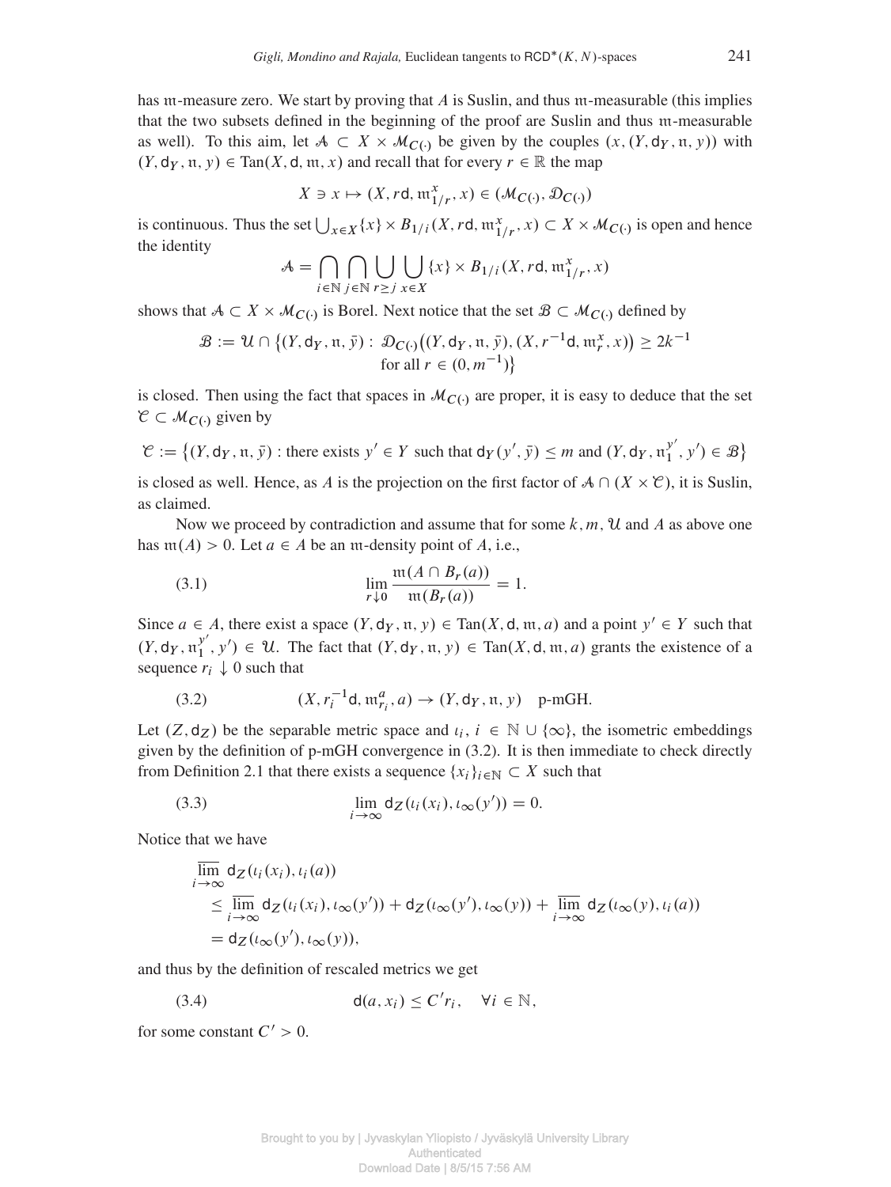has $\mathfrak{m}$-measure zero. We start by proving that $A$ is Suslin, and thus $\mathfrak{m}$-measurable (this implies that the two subsets defined in the beginning of the proof are Suslin and thus $\mathfrak{m}$-measurable as well). To this aim, let $\mathcal{A} \subset X \times \mathcal{M}_{C(\cdot)}$ be given by the couples $(x, (Y, \mathsf{d}_Y, \mathfrak{n}, y))$ with $(Y, \mathsf{d}_Y, \mathfrak{n}, y) \in \mathrm{Tan}(X, \mathsf{d}, \mathfrak{m}, x)$ and recall that for every $r \in \mathbb{R}$ the map

$$X \ni x \mapsto (X, r\mathsf{d}, \mathfrak{m}^x_{1/r}, x) \in (\mathcal{M}_{C(\cdot)}, \mathcal{D}_{C(\cdot)})$$

is continuous. Thus the set $\bigcup_{x \in X} \{x\} \times B_{1/i}(X, r\mathsf{d}, \mathfrak{m}^x_{1/r}, x) \subset X \times \mathcal{M}_{C(\cdot)}$ is open and hence the identity

$$\mathcal{A} = \bigcap_{i \in \mathbb{N}} \bigcap_{j \in \mathbb{N}} \bigcup_{r \geq j} \bigcup_{x \in X} \{x\} \times B_{1/i}(X, r\mathsf{d}, \mathfrak{m}^x_{1/r}, x)$$

shows that $\mathcal{A} \subset X \times \mathcal{M}_{C(\cdot)}$ is Borel. Next notice that the set $\mathcal{B} \subset \mathcal{M}_{C(\cdot)}$ defined by

$$\mathcal{B} := \mathcal{U} \cap \big\{(Y, \mathsf{d}_Y, \mathfrak{n}, \bar{y}) : \mathcal{D}_{C(\cdot)}\big((Y, \mathsf{d}_Y, \mathfrak{n}, \bar{y}), (X, r^{-1}\mathsf{d}, \mathfrak{m}^x_r, x)\big) \geq 2k^{-1} \text{ for all } r \in (0, m^{-1})\big\}$$

is closed. Then using the fact that spaces in $\mathcal{M}_{C(\cdot)}$ are proper, it is easy to deduce that the set $\mathcal{C} \subset \mathcal{M}_{C(\cdot)}$ given by

$$\mathcal{C} := \big\{(Y, \mathsf{d}_Y, \mathfrak{n}, \bar{y}) : \text{there exists } y' \in Y \text{ such that } \mathsf{d}_Y(y', \bar{y}) \leq m \text{ and } (Y, \mathsf{d}_Y, \mathfrak{n}^{y'}_1, y') \in \mathcal{B}\big\}$$

is closed as well. Hence, as $A$ is the projection on the first factor of $\mathcal{A} \cap (X \times \mathcal{C})$, it is Suslin, as claimed.

Now we proceed by contradiction and assume that for some $k, m, \mathcal{U}$ and $A$ as above one has $\mathfrak{m}(A) > 0$. Let $a \in A$ be an $\mathfrak{m}$-density point of $A$, i.e.,

$$\lim_{r \downarrow 0} \frac{\mathfrak{m}(A \cap B_r(a))}{\mathfrak{m}(B_r(a))} = 1. \tag{3.1}$$

Since $a \in A$, there exist a space $(Y, \mathsf{d}_Y, \mathfrak{n}, y) \in \mathrm{Tan}(X, \mathsf{d}, \mathfrak{m}, a)$ and a point $y' \in Y$ such that $(Y, \mathsf{d}_Y, \mathfrak{n}^{y'}_1, y') \in \mathcal{U}$. The fact that $(Y, \mathsf{d}_Y, \mathfrak{n}, y) \in \mathrm{Tan}(X, \mathsf{d}, \mathfrak{m}, a)$ grants the existence of a sequence $r_i \downarrow 0$ such that

$$(X, r_i^{-1}\mathsf{d}, \mathfrak{m}^a_{r_i}, a) \to (Y, \mathsf{d}_Y, \mathfrak{n}, y) \quad \text{p-mGH}. \tag{3.2}$$

Let $(Z, \mathsf{d}_Z)$ be the separable metric space and $\iota_i$, $i \in \mathbb{N} \cup \{\infty\}$, the isometric embeddings given by the definition of p-mGH convergence in (3.2). It is then immediate to check directly from Definition 2.1 that there exists a sequence $\{x_i\}_{i \in \mathbb{N}} \subset X$ such that

$$\lim_{i \to \infty} \mathsf{d}_Z(\iota_i(x_i), \iota_\infty(y')) = 0. \tag{3.3}$$

Notice that we have

$$\begin{aligned}
&\overline{\lim_{i \to \infty}}\, \mathsf{d}_Z(\iota_i(x_i), \iota_i(a)) \\
&\quad \leq \overline{\lim_{i \to \infty}}\, \mathsf{d}_Z(\iota_i(x_i), \iota_\infty(y')) + \mathsf{d}_Z(\iota_\infty(y'), \iota_\infty(y)) + \overline{\lim_{i \to \infty}}\, \mathsf{d}_Z(\iota_\infty(y), \iota_i(a)) \\
&\quad = \mathsf{d}_Z(\iota_\infty(y'), \iota_\infty(y)),
\end{aligned}$$

and thus by the definition of rescaled metrics we get

$$\mathsf{d}(a, x_i) \leq C' r_i, \quad \forall i \in \mathbb{N}, \tag{3.4}$$

for some constant $C' > 0$.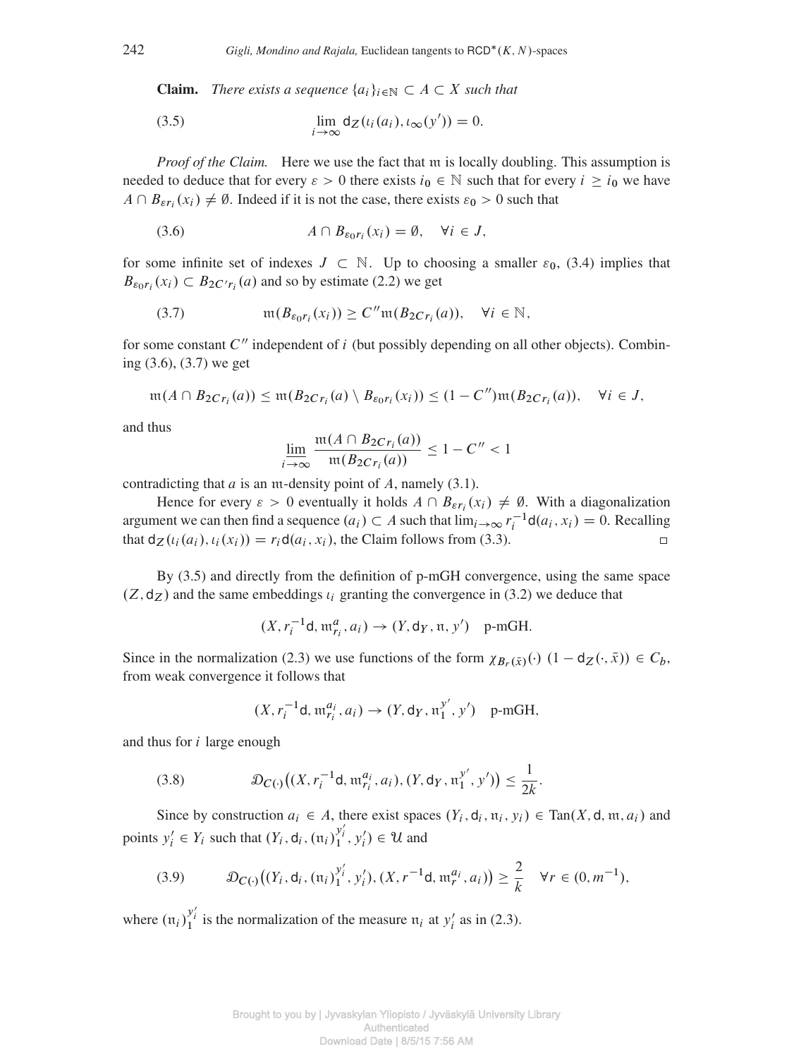**Claim.** *There exists a sequence $\{a_i\}_{i\in\mathbb{N}} \subset A \subset X$ such that*

$$\lim_{i\to\infty} \mathsf{d}_Z(\iota_i(a_i), \iota_\infty(y')) = 0. \tag{3.5}$$

*Proof of the Claim.* Here we use the fact that $\mathfrak{m}$ is locally doubling. This assumption is needed to deduce that for every $\varepsilon > 0$ there exists $i_0 \in \mathbb{N}$ such that for every $i \geq i_0$ we have $A \cap B_{\varepsilon r_i}(x_i) \neq \emptyset$. Indeed if it is not the case, there exists $\varepsilon_0 > 0$ such that

$$A \cap B_{\varepsilon_0 r_i}(x_i) = \emptyset, \quad \forall i \in J, \tag{3.6}$$

for some infinite set of indexes $J \subset \mathbb{N}$. Up to choosing a smaller $\varepsilon_0$, (3.4) implies that $B_{\varepsilon_0 r_i}(x_i) \subset B_{2C' r_i}(a)$ and so by estimate (2.2) we get

$$\mathfrak{m}(B_{\varepsilon_0 r_i}(x_i)) \geq C'' \mathfrak{m}(B_{2Cr_i}(a)), \quad \forall i \in \mathbb{N}, \tag{3.7}$$

for some constant $C''$ independent of $i$ (but possibly depending on all other objects). Combining (3.6), (3.7) we get

$$\mathfrak{m}(A \cap B_{2Cr_i}(a)) \leq \mathfrak{m}(B_{2Cr_i}(a) \setminus B_{\varepsilon_0 r_i}(x_i)) \leq (1 - C'')\mathfrak{m}(B_{2Cr_i}(a)), \quad \forall i \in J,$$

and thus

$$\varliminf_{i\to\infty} \frac{\mathfrak{m}(A \cap B_{2Cr_i}(a))}{\mathfrak{m}(B_{2Cr_i}(a))} \leq 1 - C'' < 1$$

contradicting that $a$ is an $\mathfrak{m}$-density point of $A$, namely (3.1).

Hence for every $\varepsilon > 0$ eventually it holds $A \cap B_{\varepsilon r_i}(x_i) \neq \emptyset$. With a diagonalization argument we can then find a sequence $(a_i) \subset A$ such that $\lim_{i\to\infty} r_i^{-1}\mathsf{d}(a_i, x_i) = 0$. Recalling that $\mathsf{d}_Z(\iota_i(a_i), \iota_i(x_i)) = r_i \mathsf{d}(a_i, x_i)$, the Claim follows from (3.3). $\square$

By (3.5) and directly from the definition of p-mGH convergence, using the same space $(Z, \mathsf{d}_Z)$ and the same embeddings $\iota_i$ granting the convergence in (3.2) we deduce that

$$(X, r_i^{-1}\mathsf{d}, \mathfrak{m}^a_{r_i}, a_i) \to (Y, \mathsf{d}_Y, \mathfrak{n}, y') \quad \text{p-mGH}.$$

Since in the normalization (2.3) we use functions of the form $\chi_{B_r(\bar{x})}(\cdot)\ (1 - \mathsf{d}_Z(\cdot, \bar{x})) \in C_b$, from weak convergence it follows that

$$(X, r_i^{-1}\mathsf{d}, \mathfrak{m}^{a_i}_{r_i}, a_i) \to (Y, \mathsf{d}_Y, \mathfrak{n}^{y'}_1, y') \quad \text{p-mGH},$$

and thus for $i$ large enough

$$\mathcal{D}_{C(\cdot)}\big((X, r_i^{-1}\mathsf{d}, \mathfrak{m}^{a_i}_{r_i}, a_i), (Y, \mathsf{d}_Y, \mathfrak{n}^{y'}_1, y')\big) \leq \frac{1}{2k}. \tag{3.8}$$

Since by construction $a_i \in A$, there exist spaces $(Y_i, \mathsf{d}_i, \mathfrak{n}_i, y_i) \in \mathrm{Tan}(X, \mathsf{d}, \mathfrak{m}, a_i)$ and points $y'_i \in Y_i$ such that $(Y_i, \mathsf{d}_i, (\mathfrak{n}_i)^{y'_i}_1, y'_i) \in \mathcal{U}$ and

$$\mathcal{D}_{C(\cdot)}\big((Y_i, \mathsf{d}_i, (\mathfrak{n}_i)^{y'_i}_1, y'_i), (X, r^{-1}\mathsf{d}, \mathfrak{m}^{a_i}_r, a_i)\big) \geq \frac{2}{k} \quad \forall r \in (0, m^{-1}), \tag{3.9}$$

where $(\mathfrak{n}_i)^{y'_i}_1$ is the normalization of the measure $\mathfrak{n}_i$ at $y'_i$ as in (2.3).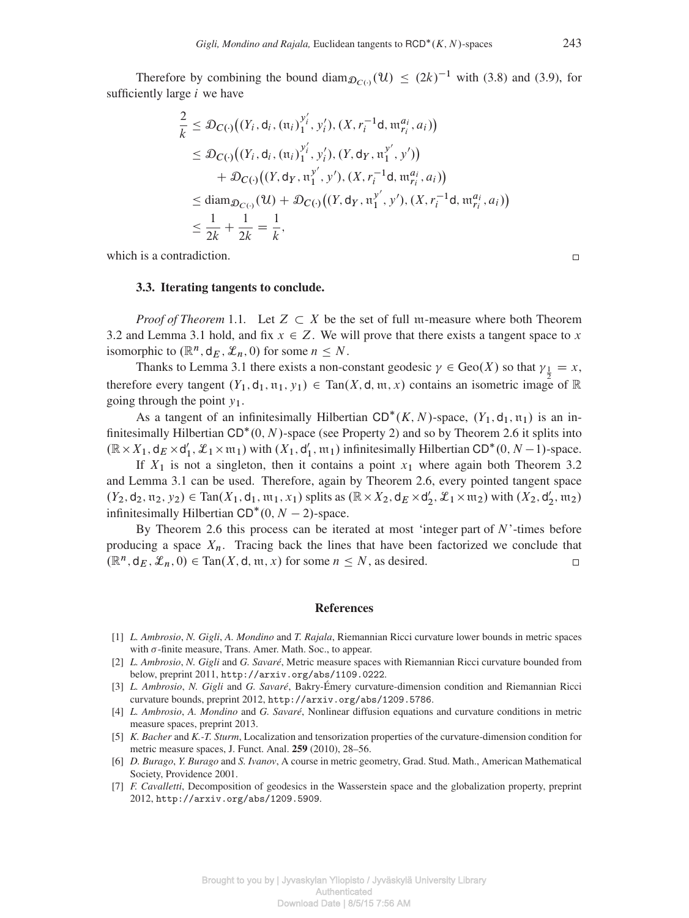Therefore by combining the bound $\operatorname{diam}_{\mathcal{D}_{C(\cdot)}}(\mathcal{U}) \leq (2k)^{-1}$ with (3.8) and (3.9), for sufficiently large $i$ we have

$$
\begin{aligned}
\frac{2}{k} &\leq \mathcal{D}_{C(\cdot)}\big((Y_i, \mathsf{d}_i, (\mathfrak{n}_i)_1^{y_i'}, y_i'), (X, r_i^{-1}\mathsf{d}, \mathfrak{m}_{r_i}^{a_i}, a_i)\big) \\
&\leq \mathcal{D}_{C(\cdot)}\big((Y_i, \mathsf{d}_i, (\mathfrak{n}_i)_1^{y_i'}, y_i'), (Y, \mathsf{d}_Y, \mathfrak{n}_1^{y'}, y')\big) \\
&\quad + \mathcal{D}_{C(\cdot)}\big((Y, \mathsf{d}_Y, \mathfrak{n}_1^{y'}, y'), (X, r_i^{-1}\mathsf{d}, \mathfrak{m}_{r_i}^{a_i}, a_i)\big) \\
&\leq \operatorname{diam}_{\mathcal{D}_{C(\cdot)}}(\mathcal{U}) + \mathcal{D}_{C(\cdot)}\big((Y, \mathsf{d}_Y, \mathfrak{n}_1^{y'}, y'), (X, r_i^{-1}\mathsf{d}, \mathfrak{m}_{r_i}^{a_i}, a_i)\big) \\
&\leq \frac{1}{2k} + \frac{1}{2k} = \frac{1}{k},
\end{aligned}
$$

which is a contradiction. □

### 3.3. Iterating tangents to conclude.

*Proof of Theorem* 1.1. Let $Z \subset X$ be the set of full $\mathfrak{m}$-measure where both Theorem 3.2 and Lemma 3.1 hold, and fix $x \in Z$. We will prove that there exists a tangent space to $x$ isomorphic to $(\mathbb{R}^n, \mathsf{d}_E, \mathcal{L}_n, 0)$ for some $n \leq N$.

Thanks to Lemma 3.1 there exists a non-constant geodesic $\gamma \in \operatorname{Geo}(X)$ so that $\gamma_{\frac{1}{2}} = x$, therefore every tangent $(Y_1, \mathsf{d}_1, \mathfrak{n}_1, y_1) \in \operatorname{Tan}(X, \mathsf{d}, \mathfrak{m}, x)$ contains an isometric image of $\mathbb{R}$ going through the point $y_1$.

As a tangent of an infinitesimally Hilbertian $\mathsf{CD}^*(K, N)$-space, $(Y_1, \mathsf{d}_1, \mathfrak{n}_1)$ is an infinitesimally Hilbertian $\mathsf{CD}^*(0, N)$-space (see Property 2) and so by Theorem 2.6 it splits into $(\mathbb{R} \times X_1, \mathsf{d}_E \times \mathsf{d}_1', \mathcal{L}_1 \times \mathfrak{m}_1)$ with $(X_1, \mathsf{d}_1', \mathfrak{m}_1)$ infinitesimally Hilbertian $\mathsf{CD}^*(0, N-1)$-space.

If $X_1$ is not a singleton, then it contains a point $x_1$ where again both Theorem 3.2 and Lemma 3.1 can be used. Therefore, again by Theorem 2.6, every pointed tangent space $(Y_2, \mathsf{d}_2, \mathfrak{n}_2, y_2) \in \operatorname{Tan}(X_1, \mathsf{d}_1, \mathfrak{m}_1, x_1)$ splits as $(\mathbb{R} \times X_2, \mathsf{d}_E \times \mathsf{d}_2', \mathcal{L}_1 \times \mathfrak{m}_2)$ with $(X_2, \mathsf{d}_2', \mathfrak{m}_2)$ infinitesimally Hilbertian $\mathsf{CD}^*(0, N-2)$-space.

By Theorem 2.6 this process can be iterated at most 'integer part of $N$'-times before producing a space $X_n$. Tracing back the lines that have been factorized we conclude that $(\mathbb{R}^n, \mathsf{d}_E, \mathcal{L}_n, 0) \in \operatorname{Tan}(X, \mathsf{d}, \mathfrak{m}, x)$ for some $n \leq N$, as desired. □

## References

[1] *L. Ambrosio*, *N. Gigli*, *A. Mondino* and *T. Rajala*, Riemannian Ricci curvature lower bounds in metric spaces with $\sigma$-finite measure, Trans. Amer. Math. Soc., to appear.

[2] *L. Ambrosio*, *N. Gigli* and *G. Savaré*, Metric measure spaces with Riemannian Ricci curvature bounded from below, preprint 2011, http://arxiv.org/abs/1109.0222.

[3] *L. Ambrosio*, *N. Gigli* and *G. Savaré*, Bakry-Émery curvature-dimension condition and Riemannian Ricci curvature bounds, preprint 2012, http://arxiv.org/abs/1209.5786.

[4] *L. Ambrosio*, *A. Mondino* and *G. Savaré*, Nonlinear diffusion equations and curvature conditions in metric measure spaces, preprint 2013.

[5] *K. Bacher* and *K.-T. Sturm*, Localization and tensorization properties of the curvature-dimension condition for metric measure spaces, J. Funct. Anal. **259** (2010), 28–56.

[6] *D. Burago*, *Y. Burago* and *S. Ivanov*, A course in metric geometry, Grad. Stud. Math., American Mathematical Society, Providence 2001.

[7] *F. Cavalletti*, Decomposition of geodesics in the Wasserstein space and the globalization property, preprint 2012, http://arxiv.org/abs/1209.5909.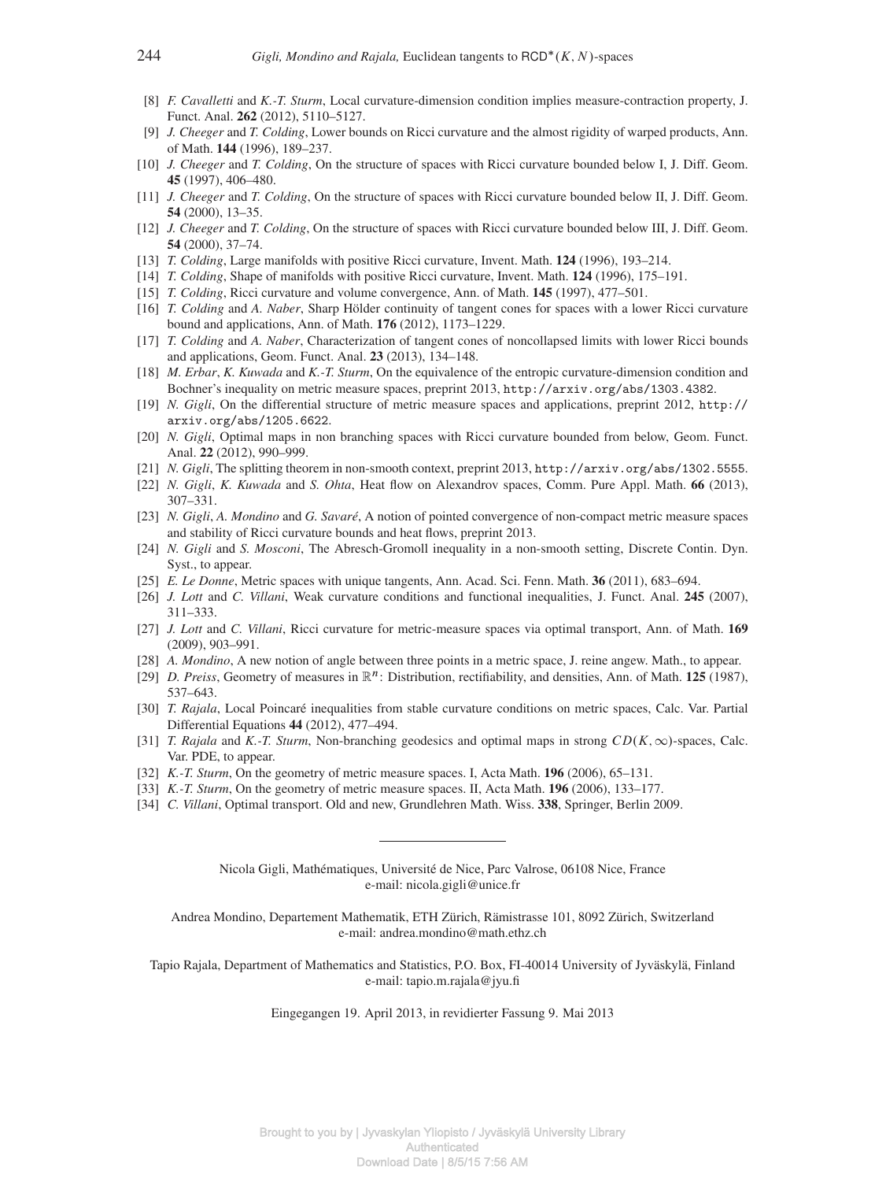[8] *F. Cavalletti* and *K.-T. Sturm*, Local curvature-dimension condition implies measure-contraction property, J. Funct. Anal. **262** (2012), 5110–5127.

[9] *J. Cheeger* and *T. Colding*, Lower bounds on Ricci curvature and the almost rigidity of warped products, Ann. of Math. **144** (1996), 189–237.

[10] *J. Cheeger* and *T. Colding*, On the structure of spaces with Ricci curvature bounded below I, J. Diff. Geom. **45** (1997), 406–480.

[11] *J. Cheeger* and *T. Colding*, On the structure of spaces with Ricci curvature bounded below II, J. Diff. Geom. **54** (2000), 13–35.

[12] *J. Cheeger* and *T. Colding*, On the structure of spaces with Ricci curvature bounded below III, J. Diff. Geom. **54** (2000), 37–74.

[13] *T. Colding*, Large manifolds with positive Ricci curvature, Invent. Math. **124** (1996), 193–214.

[14] *T. Colding*, Shape of manifolds with positive Ricci curvature, Invent. Math. **124** (1996), 175–191.

[15] *T. Colding*, Ricci curvature and volume convergence, Ann. of Math. **145** (1997), 477–501.

[16] *T. Colding* and *A. Naber*, Sharp Hölder continuity of tangent cones for spaces with a lower Ricci curvature bound and applications, Ann. of Math. **176** (2012), 1173–1229.

[17] *T. Colding* and *A. Naber*, Characterization of tangent cones of noncollapsed limits with lower Ricci bounds and applications, Geom. Funct. Anal. **23** (2013), 134–148.

[18] *M. Erbar*, *K. Kuwada* and *K.-T. Sturm*, On the equivalence of the entropic curvature-dimension condition and Bochner's inequality on metric measure spaces, preprint 2013, http://arxiv.org/abs/1303.4382.

[19] *N. Gigli*, On the differential structure of metric measure spaces and applications, preprint 2012, http://arxiv.org/abs/1205.6622.

[20] *N. Gigli*, Optimal maps in non branching spaces with Ricci curvature bounded from below, Geom. Funct. Anal. **22** (2012), 990–999.

[21] *N. Gigli*, The splitting theorem in non-smooth context, preprint 2013, http://arxiv.org/abs/1302.5555.

[22] *N. Gigli*, *K. Kuwada* and *S. Ohta*, Heat flow on Alexandrov spaces, Comm. Pure Appl. Math. **66** (2013), 307–331.

[23] *N. Gigli*, *A. Mondino* and *G. Savaré*, A notion of pointed convergence of non-compact metric measure spaces and stability of Ricci curvature bounds and heat flows, preprint 2013.

[24] *N. Gigli* and *S. Mosconi*, The Abresch-Gromoll inequality in a non-smooth setting, Discrete Contin. Dyn. Syst., to appear.

[25] *E. Le Donne*, Metric spaces with unique tangents, Ann. Acad. Sci. Fenn. Math. **36** (2011), 683–694.

[26] *J. Lott* and *C. Villani*, Weak curvature conditions and functional inequalities, J. Funct. Anal. **245** (2007), 311–333.

[27] *J. Lott* and *C. Villani*, Ricci curvature for metric-measure spaces via optimal transport, Ann. of Math. **169** (2009), 903–991.

[28] *A. Mondino*, A new notion of angle between three points in a metric space, J. reine angew. Math., to appear.

[29] *D. Preiss*, Geometry of measures in $\mathbb{R}^n$: Distribution, rectifiability, and densities, Ann. of Math. **125** (1987), 537–643.

[30] *T. Rajala*, Local Poincaré inequalities from stable curvature conditions on metric spaces, Calc. Var. Partial Differential Equations **44** (2012), 477–494.

[31] *T. Rajala* and *K.-T. Sturm*, Non-branching geodesics and optimal maps in strong $CD(K,\infty)$-spaces, Calc. Var. PDE, to appear.

[32] *K.-T. Sturm*, On the geometry of metric measure spaces. I, Acta Math. **196** (2006), 65–131.

[33] *K.-T. Sturm*, On the geometry of metric measure spaces. II, Acta Math. **196** (2006), 133–177.

[34] *C. Villani*, Optimal transport. Old and new, Grundlehren Math. Wiss. **338**, Springer, Berlin 2009.

---

Nicola Gigli, Mathématiques, Université de Nice, Parc Valrose, 06108 Nice, France
e-mail: nicola.gigli@unice.fr

Andrea Mondino, Departement Mathematik, ETH Zürich, Rämistrasse 101, 8092 Zürich, Switzerland
e-mail: andrea.mondino@math.ethz.ch

Tapio Rajala, Department of Mathematics and Statistics, P.O. Box, FI-40014 University of Jyväskylä, Finland
e-mail: tapio.m.rajala@jyu.fi

Eingegangen 19. April 2013, in revidierter Fassung 9. Mai 2013